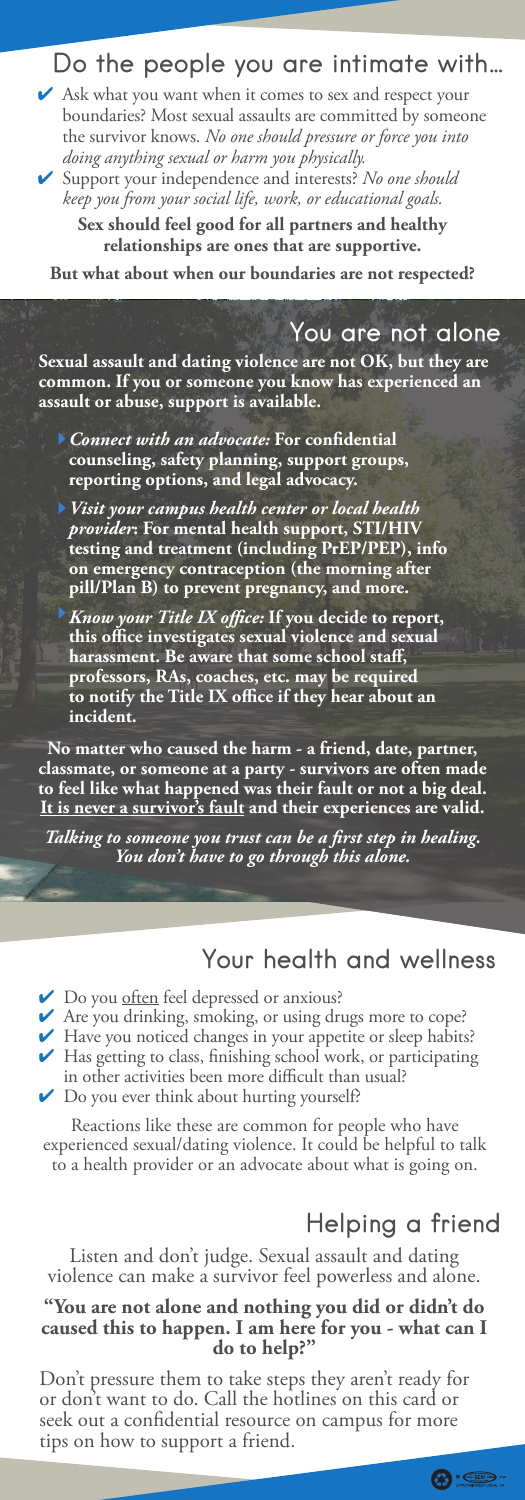## Do the people you are intimate with…

- ✔ Ask what you want when it comes to sex and respect your boundaries? Most sexual assaults are committed by someone the survivor knows. *No one should pressure or force you into doing anything sexual or harm you physically.*
- ✔ Support your independence and interests? *No one should keep you from your social life, work, or educational goals.*

**Sex should feel good for all partners and healthy relationships are ones that are supportive.**

**But what about when our boundaries are not respected?**

## You are not alone

**Sexual assault and dating violence are not OK, but they are common. If you or someone you know has experienced an assault or abuse, support is available.**

- ***Connect with an advocate:*** **For confidential counseling, safety planning, support groups, reporting options, and legal advocacy.**
- ***Visit your campus health center or local health provider*****: For mental health support, STI/HIV testing and treatment (including PrEP/PEP), info on emergency contraception (the morning after pill/Plan B) to prevent pregnancy, and more.**
- ***Know your Title IX office:*** **If you decide to report, this office investigates sexual violence and sexual harassment. Be aware that some school staff, professors, RAs, coaches, etc. may be required to notify the Title IX office if they hear about an incident.**

**No matter who caused the harm - a friend, date, partner, classmate, or someone at a party - survivors are often made to feel like what happened was their fault or not a big deal. <u>It is never a survivor's fault</u> and their experiences are valid.**

***Talking to someone you trust can be a first step in healing. You don't have to go through this alone.***

## Your health and wellness

- ✔ Do you <u>often</u> feel depressed or anxious?
- ✔ Are you drinking, smoking, or using drugs more to cope?
- ✔ Have you noticed changes in your appetite or sleep habits?
- ✔ Has getting to class, finishing school work, or participating in other activities been more difficult than usual?
- ✔ Do you ever think about hurting yourself?

Reactions like these are common for people who have experienced sexual/dating violence. It could be helpful to talk to a health provider or an advocate about what is going on.

## Helping a friend

Listen and don't judge. Sexual assault and dating violence can make a survivor feel powerless and alone.

**"You are not alone and nothing you did or didn't do caused this to happen. I am here for you - what can I do to help?"**

Don't pressure them to take steps they aren't ready for or don't want to do. Call the hotlines on this card or seek out a confidential resource on campus for more tips on how to support a friend.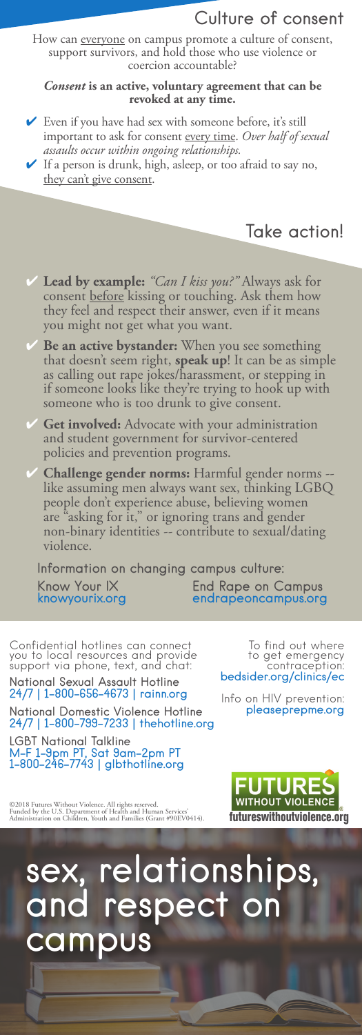## Culture of consent

How can everyone on campus promote a culture of consent, support survivors, and hold those who use violence or coercion accountable?

***Consent*** **is an active, voluntary agreement that can be revoked at any time.**

- ✔ Even if you have had sex with someone before, it's still important to ask for consent every time. *Over half of sexual assaults occur within ongoing relationships.*
- ✔ If a person is drunk, high, asleep, or too afraid to say no, they can't give consent.

## Take action!

- ✔ **Lead by example:** *"Can I kiss you?"* Always ask for consent before kissing or touching. Ask them how they feel and respect their answer, even if it means you might not get what you want.
- ✔ **Be an active bystander:** When you see something that doesn't seem right, **speak up**! It can be as simple as calling out rape jokes/harassment, or stepping in if someone looks like they're trying to hook up with someone who is too drunk to give consent.
- ✔ **Get involved:** Advocate with your administration and student government for survivor-centered policies and prevention programs.
- ✔ **Challenge gender norms:** Harmful gender norms -- like assuming men always want sex, thinking LGBQ people don't experience abuse, believing women are "asking for it," or ignoring trans and gender non-binary identities -- contribute to sexual/dating violence.

Information on changing campus culture:

Know Your IX
knowyourix.org

End Rape on Campus
endrapeoncampus.org

Confidential hotlines can connect you to local resources and provide support via phone, text, and chat:

National Sexual Assault Hotline
24/7 | 1-800-656-4673 | rainn.org

National Domestic Violence Hotline
24/7 | 1-800-799-7233 | thehotline.org

LGBT National Talkline
M-F 1-9pm PT, Sat 9am-2pm PT
1-800-246-7743 | glbthotline.org

To find out where to get emergency contraception:
bedsider.org/clinics/ec

Info on HIV prevention:
pleaseprepme.org

©2018 Futures Without Violence. All rights reserved.
Funded by the U.S. Department of Health and Human Services' Administration on Children, Youth and Families (Grant #90EV0414).

FUTURES WITHOUT VIOLENCE
futureswithoutviolence.org

# sex, relationships, and respect on campus